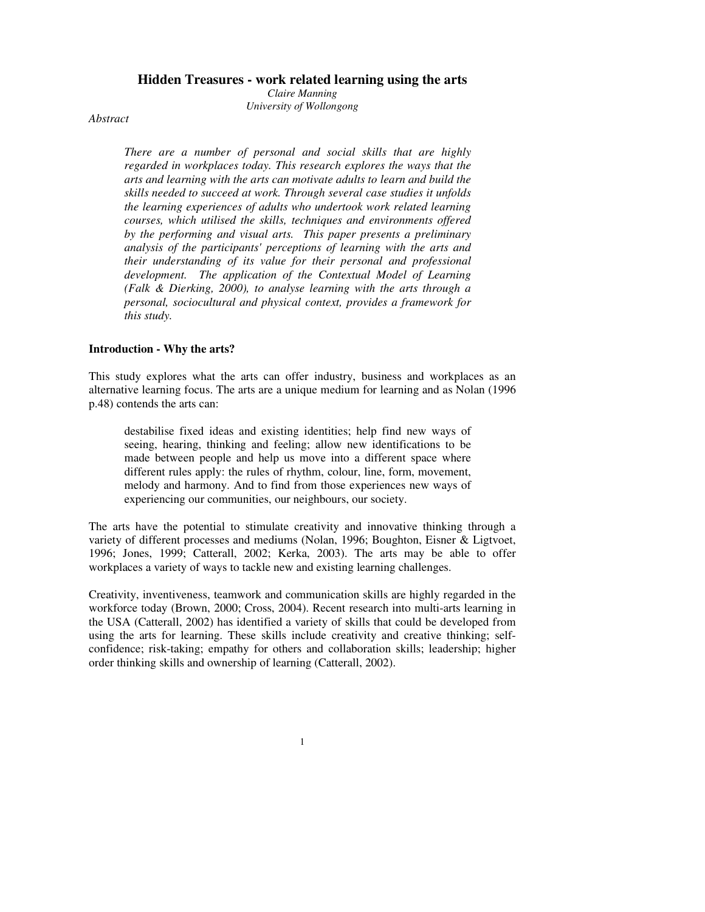# Hidden Treasures - work related learning using the arts

*Claire Manning*
*University of Wollongong*

*Abstract*

> *There are a number of personal and social skills that are highly regarded in workplaces today. This research explores the ways that the arts and learning with the arts can motivate adults to learn and build the skills needed to succeed at work. Through several case studies it unfolds the learning experiences of adults who undertook work related learning courses, which utilised the skills, techniques and environments offered by the performing and visual arts. This paper presents a preliminary analysis of the participants' perceptions of learning with the arts and their understanding of its value for their personal and professional development. The application of the Contextual Model of Learning (Falk & Dierking, 2000), to analyse learning with the arts through a personal, sociocultural and physical context, provides a framework for this study.*

## Introduction - Why the arts?

This study explores what the arts can offer industry, business and workplaces as an alternative learning focus. The arts are a unique medium for learning and as Nolan (1996 p.48) contends the arts can:

> destabilise fixed ideas and existing identities; help find new ways of seeing, hearing, thinking and feeling; allow new identifications to be made between people and help us move into a different space where different rules apply: the rules of rhythm, colour, line, form, movement, melody and harmony. And to find from those experiences new ways of experiencing our communities, our neighbours, our society.

The arts have the potential to stimulate creativity and innovative thinking through a variety of different processes and mediums (Nolan, 1996; Boughton, Eisner & Ligtvoet, 1996; Jones, 1999; Catterall, 2002; Kerka, 2003). The arts may be able to offer workplaces a variety of ways to tackle new and existing learning challenges.

Creativity, inventiveness, teamwork and communication skills are highly regarded in the workforce today (Brown, 2000; Cross, 2004). Recent research into multi-arts learning in the USA (Catterall, 2002) has identified a variety of skills that could be developed from using the arts for learning. These skills include creativity and creative thinking; self-confidence; risk-taking; empathy for others and collaboration skills; leadership; higher order thinking skills and ownership of learning (Catterall, 2002).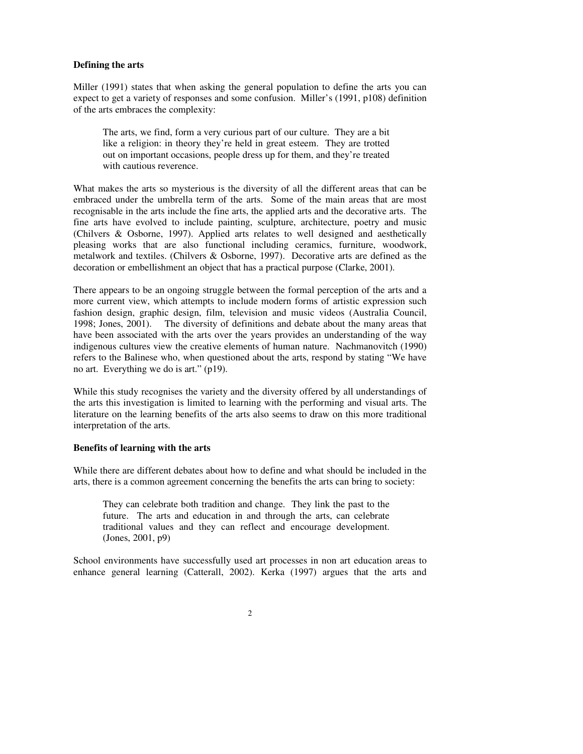**Defining the arts**

Miller (1991) states that when asking the general population to define the arts you can expect to get a variety of responses and some confusion. Miller's (1991, p108) definition of the arts embraces the complexity:

> The arts, we find, form a very curious part of our culture. They are a bit like a religion: in theory they're held in great esteem. They are trotted out on important occasions, people dress up for them, and they're treated with cautious reverence.

What makes the arts so mysterious is the diversity of all the different areas that can be embraced under the umbrella term of the arts. Some of the main areas that are most recognisable in the arts include the fine arts, the applied arts and the decorative arts. The fine arts have evolved to include painting, sculpture, architecture, poetry and music (Chilvers & Osborne, 1997). Applied arts relates to well designed and aesthetically pleasing works that are also functional including ceramics, furniture, woodwork, metalwork and textiles. (Chilvers & Osborne, 1997). Decorative arts are defined as the decoration or embellishment an object that has a practical purpose (Clarke, 2001).

There appears to be an ongoing struggle between the formal perception of the arts and a more current view, which attempts to include modern forms of artistic expression such fashion design, graphic design, film, television and music videos (Australia Council, 1998; Jones, 2001). The diversity of definitions and debate about the many areas that have been associated with the arts over the years provides an understanding of the way indigenous cultures view the creative elements of human nature. Nachmanovitch (1990) refers to the Balinese who, when questioned about the arts, respond by stating "We have no art. Everything we do is art." (p19).

While this study recognises the variety and the diversity offered by all understandings of the arts this investigation is limited to learning with the performing and visual arts. The literature on the learning benefits of the arts also seems to draw on this more traditional interpretation of the arts.

**Benefits of learning with the arts**

While there are different debates about how to define and what should be included in the arts, there is a common agreement concerning the benefits the arts can bring to society:

> They can celebrate both tradition and change. They link the past to the future. The arts and education in and through the arts, can celebrate traditional values and they can reflect and encourage development. (Jones, 2001, p9)

School environments have successfully used art processes in non art education areas to enhance general learning (Catterall, 2002). Kerka (1997) argues that the arts and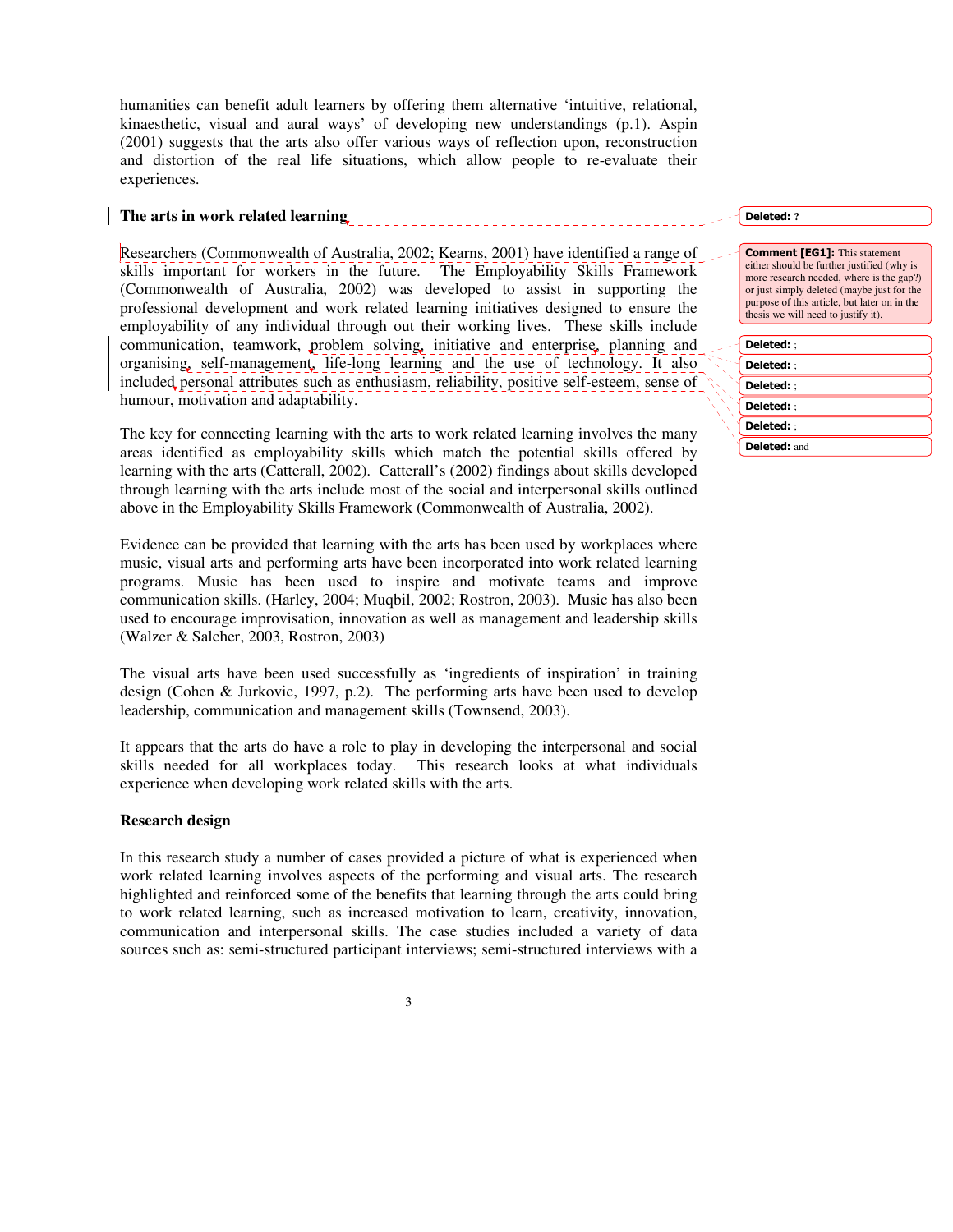humanities can benefit adult learners by offering them alternative 'intuitive, relational, kinaesthetic, visual and aural ways' of developing new understandings (p.1). Aspin (2001) suggests that the arts also offer various ways of reflection upon, reconstruction and distortion of the real life situations, which allow people to re-evaluate their experiences.

### The arts in work related learning

Researchers (Commonwealth of Australia, 2002; Kearns, 2001) have identified a range of skills important for workers in the future. The Employability Skills Framework (Commonwealth of Australia, 2002) was developed to assist in supporting the professional development and work related learning initiatives designed to ensure the employability of any individual through out their working lives. These skills include communication, teamwork, problem solving, initiative and enterprise, planning and organising, self-management, life-long learning and the use of technology. It also included personal attributes such as enthusiasm, reliability, positive self-esteem, sense of humour, motivation and adaptability.

The key for connecting learning with the arts to work related learning involves the many areas identified as employability skills which match the potential skills offered by learning with the arts (Catterall, 2002). Catterall's (2002) findings about skills developed through learning with the arts include most of the social and interpersonal skills outlined above in the Employability Skills Framework (Commonwealth of Australia, 2002).

Evidence can be provided that learning with the arts has been used by workplaces where music, visual arts and performing arts have been incorporated into work related learning programs. Music has been used to inspire and motivate teams and improve communication skills. (Harley, 2004; Muqbil, 2002; Rostron, 2003). Music has also been used to encourage improvisation, innovation as well as management and leadership skills (Walzer & Salcher, 2003, Rostron, 2003)

The visual arts have been used successfully as 'ingredients of inspiration' in training design (Cohen & Jurkovic, 1997, p.2). The performing arts have been used to develop leadership, communication and management skills (Townsend, 2003).

It appears that the arts do have a role to play in developing the interpersonal and social skills needed for all workplaces today. This research looks at what individuals experience when developing work related skills with the arts.

### Research design

In this research study a number of cases provided a picture of what is experienced when work related learning involves aspects of the performing and visual arts. The research highlighted and reinforced some of the benefits that learning through the arts could bring to work related learning, such as increased motivation to learn, creativity, innovation, communication and interpersonal skills. The case studies included a variety of data sources such as: semi-structured participant interviews; semi-structured interviews with a

---

Deleted: ?

**Comment [EG1]:** This statement either should be further justified (why is more research needed, where is the gap?) or just simply deleted (maybe just for the purpose of this article, but later on in the thesis we will need to justify it).

Deleted: ;

Deleted: ;

Deleted: ;

Deleted: ;

Deleted: ;

Deleted: and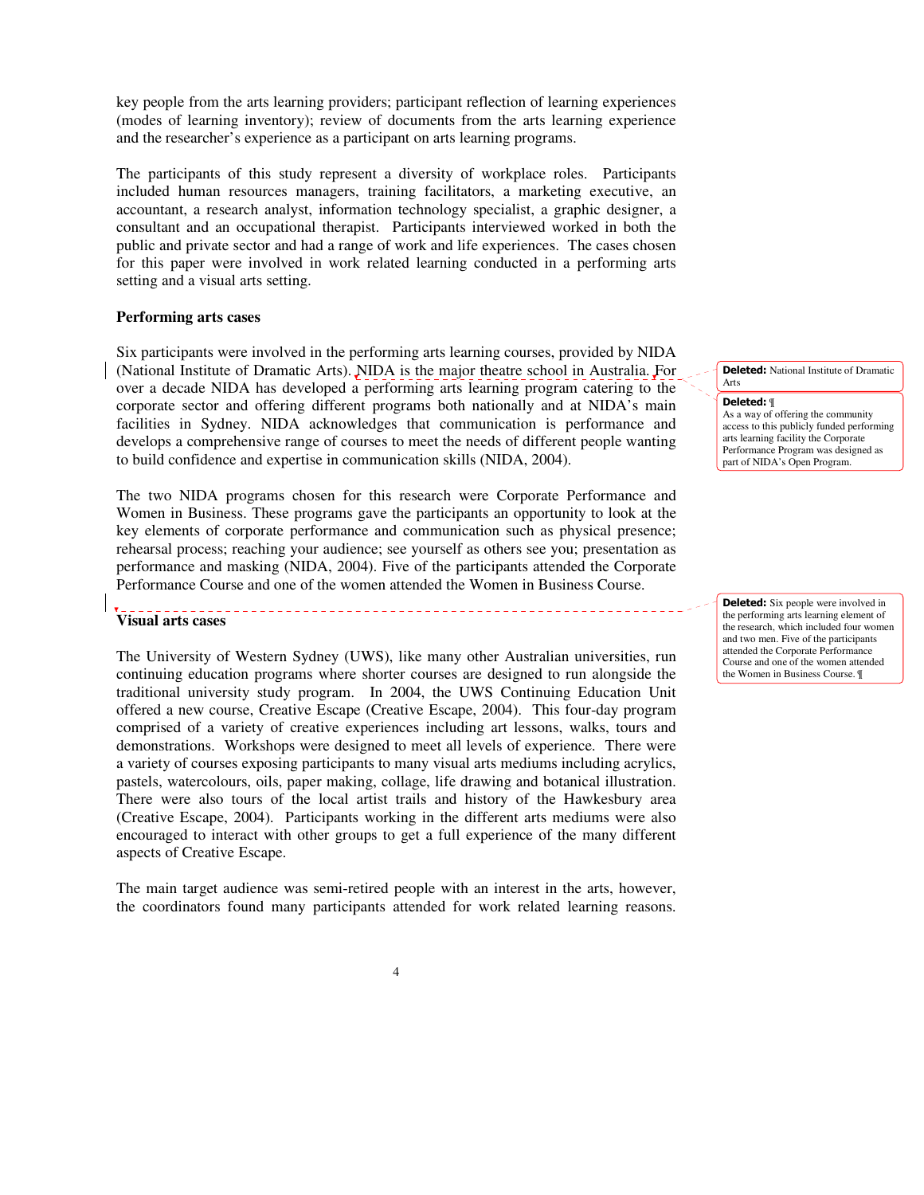key people from the arts learning providers; participant reflection of learning experiences (modes of learning inventory); review of documents from the arts learning experience and the researcher's experience as a participant on arts learning programs.

The participants of this study represent a diversity of workplace roles. Participants included human resources managers, training facilitators, a marketing executive, an accountant, a research analyst, information technology specialist, a graphic designer, a consultant and an occupational therapist. Participants interviewed worked in both the public and private sector and had a range of work and life experiences. The cases chosen for this paper were involved in work related learning conducted in a performing arts setting and a visual arts setting.

**Performing arts cases**

Six participants were involved in the performing arts learning courses, provided by NIDA (National Institute of Dramatic Arts). NIDA is the major theatre school in Australia. For over a decade NIDA has developed a performing arts learning program catering to the corporate sector and offering different programs both nationally and at NIDA's main facilities in Sydney. NIDA acknowledges that communication is performance and develops a comprehensive range of courses to meet the needs of different people wanting to build confidence and expertise in communication skills (NIDA, 2004).

The two NIDA programs chosen for this research were Corporate Performance and Women in Business. These programs gave the participants an opportunity to look at the key elements of corporate performance and communication such as physical presence; rehearsal process; reaching your audience; see yourself as others see you; presentation as performance and masking (NIDA, 2004). Five of the participants attended the Corporate Performance Course and one of the women attended the Women in Business Course.

**Visual arts cases**

The University of Western Sydney (UWS), like many other Australian universities, run continuing education programs where shorter courses are designed to run alongside the traditional university study program. In 2004, the UWS Continuing Education Unit offered a new course, Creative Escape (Creative Escape, 2004). This four-day program comprised of a variety of creative experiences including art lessons, walks, tours and demonstrations. Workshops were designed to meet all levels of experience. There were a variety of courses exposing participants to many visual arts mediums including acrylics, pastels, watercolours, oils, paper making, collage, life drawing and botanical illustration. There were also tours of the local artist trails and history of the Hawkesbury area (Creative Escape, 2004). Participants working in the different arts mediums were also encouraged to interact with other groups to get a full experience of the many different aspects of Creative Escape.

The main target audience was semi-retired people with an interest in the arts, however, the coordinators found many participants attended for work related learning reasons.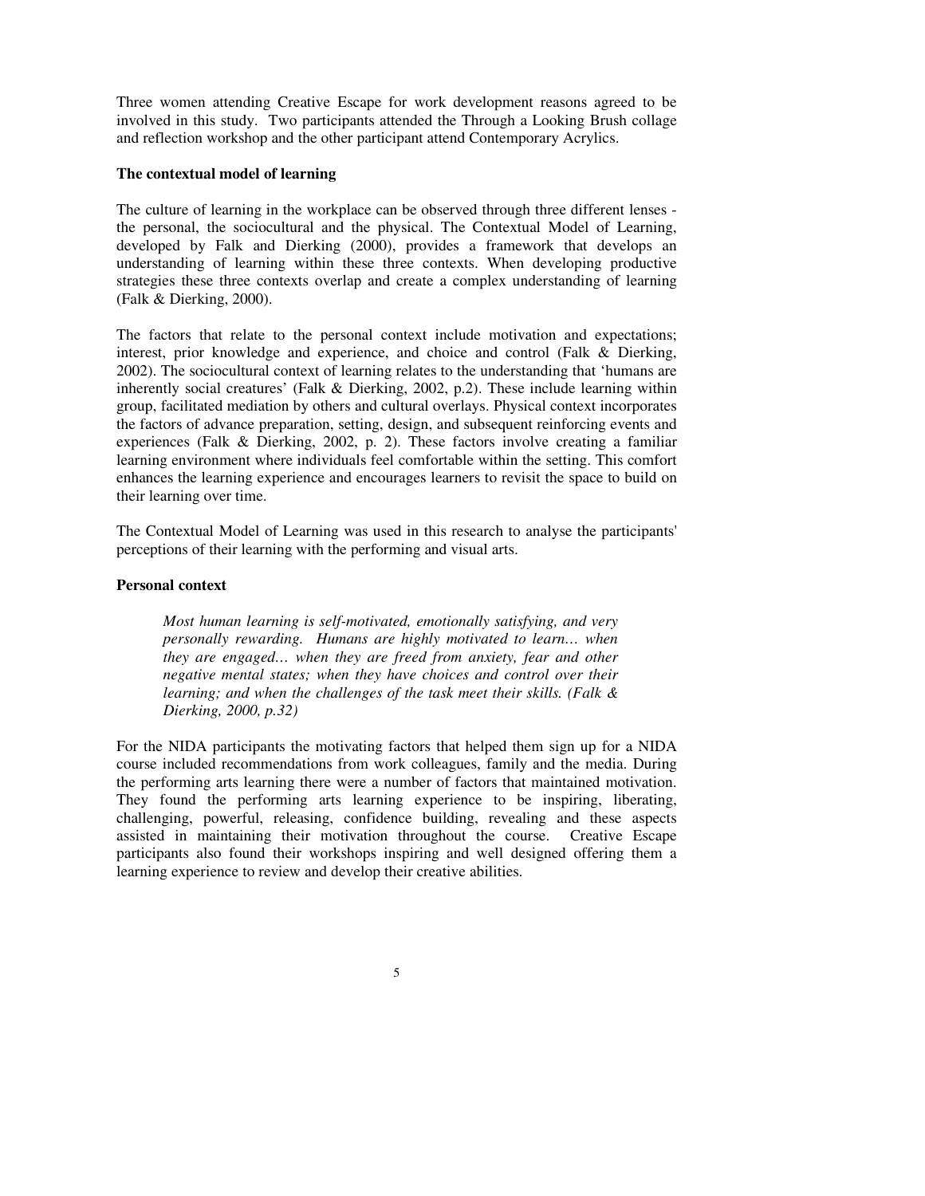Three women attending Creative Escape for work development reasons agreed to be involved in this study. Two participants attended the Through a Looking Brush collage and reflection workshop and the other participant attend Contemporary Acrylics.

**The contextual model of learning**

The culture of learning in the workplace can be observed through three different lenses - the personal, the sociocultural and the physical. The Contextual Model of Learning, developed by Falk and Dierking (2000), provides a framework that develops an understanding of learning within these three contexts. When developing productive strategies these three contexts overlap and create a complex understanding of learning (Falk & Dierking, 2000).

The factors that relate to the personal context include motivation and expectations; interest, prior knowledge and experience, and choice and control (Falk & Dierking, 2002). The sociocultural context of learning relates to the understanding that 'humans are inherently social creatures' (Falk & Dierking, 2002, p.2). These include learning within group, facilitated mediation by others and cultural overlays. Physical context incorporates the factors of advance preparation, setting, design, and subsequent reinforcing events and experiences (Falk & Dierking, 2002, p. 2). These factors involve creating a familiar learning environment where individuals feel comfortable within the setting. This comfort enhances the learning experience and encourages learners to revisit the space to build on their learning over time.

The Contextual Model of Learning was used in this research to analyse the participants' perceptions of their learning with the performing and visual arts.

**Personal context**

> *Most human learning is self-motivated, emotionally satisfying, and very personally rewarding. Humans are highly motivated to learn… when they are engaged… when they are freed from anxiety, fear and other negative mental states; when they have choices and control over their learning; and when the challenges of the task meet their skills. (Falk & Dierking, 2000, p.32)*

For the NIDA participants the motivating factors that helped them sign up for a NIDA course included recommendations from work colleagues, family and the media. During the performing arts learning there were a number of factors that maintained motivation. They found the performing arts learning experience to be inspiring, liberating, challenging, powerful, releasing, confidence building, revealing and these aspects assisted in maintaining their motivation throughout the course. Creative Escape participants also found their workshops inspiring and well designed offering them a learning experience to review and develop their creative abilities.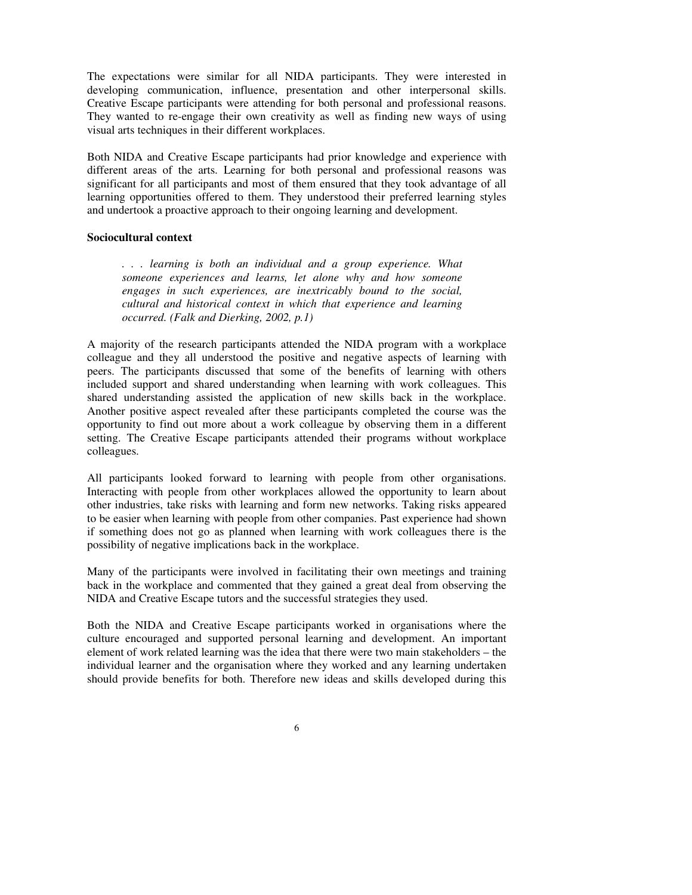The expectations were similar for all NIDA participants. They were interested in developing communication, influence, presentation and other interpersonal skills. Creative Escape participants were attending for both personal and professional reasons. They wanted to re-engage their own creativity as well as finding new ways of using visual arts techniques in their different workplaces.

Both NIDA and Creative Escape participants had prior knowledge and experience with different areas of the arts. Learning for both personal and professional reasons was significant for all participants and most of them ensured that they took advantage of all learning opportunities offered to them. They understood their preferred learning styles and undertook a proactive approach to their ongoing learning and development.

**Sociocultural context**

> *. . . learning is both an individual and a group experience. What someone experiences and learns, let alone why and how someone engages in such experiences, are inextricably bound to the social, cultural and historical context in which that experience and learning occurred. (Falk and Dierking, 2002, p.1)*

A majority of the research participants attended the NIDA program with a workplace colleague and they all understood the positive and negative aspects of learning with peers. The participants discussed that some of the benefits of learning with others included support and shared understanding when learning with work colleagues. This shared understanding assisted the application of new skills back in the workplace. Another positive aspect revealed after these participants completed the course was the opportunity to find out more about a work colleague by observing them in a different setting. The Creative Escape participants attended their programs without workplace colleagues.

All participants looked forward to learning with people from other organisations. Interacting with people from other workplaces allowed the opportunity to learn about other industries, take risks with learning and form new networks. Taking risks appeared to be easier when learning with people from other companies. Past experience had shown if something does not go as planned when learning with work colleagues there is the possibility of negative implications back in the workplace.

Many of the participants were involved in facilitating their own meetings and training back in the workplace and commented that they gained a great deal from observing the NIDA and Creative Escape tutors and the successful strategies they used.

Both the NIDA and Creative Escape participants worked in organisations where the culture encouraged and supported personal learning and development. An important element of work related learning was the idea that there were two main stakeholders – the individual learner and the organisation where they worked and any learning undertaken should provide benefits for both. Therefore new ideas and skills developed during this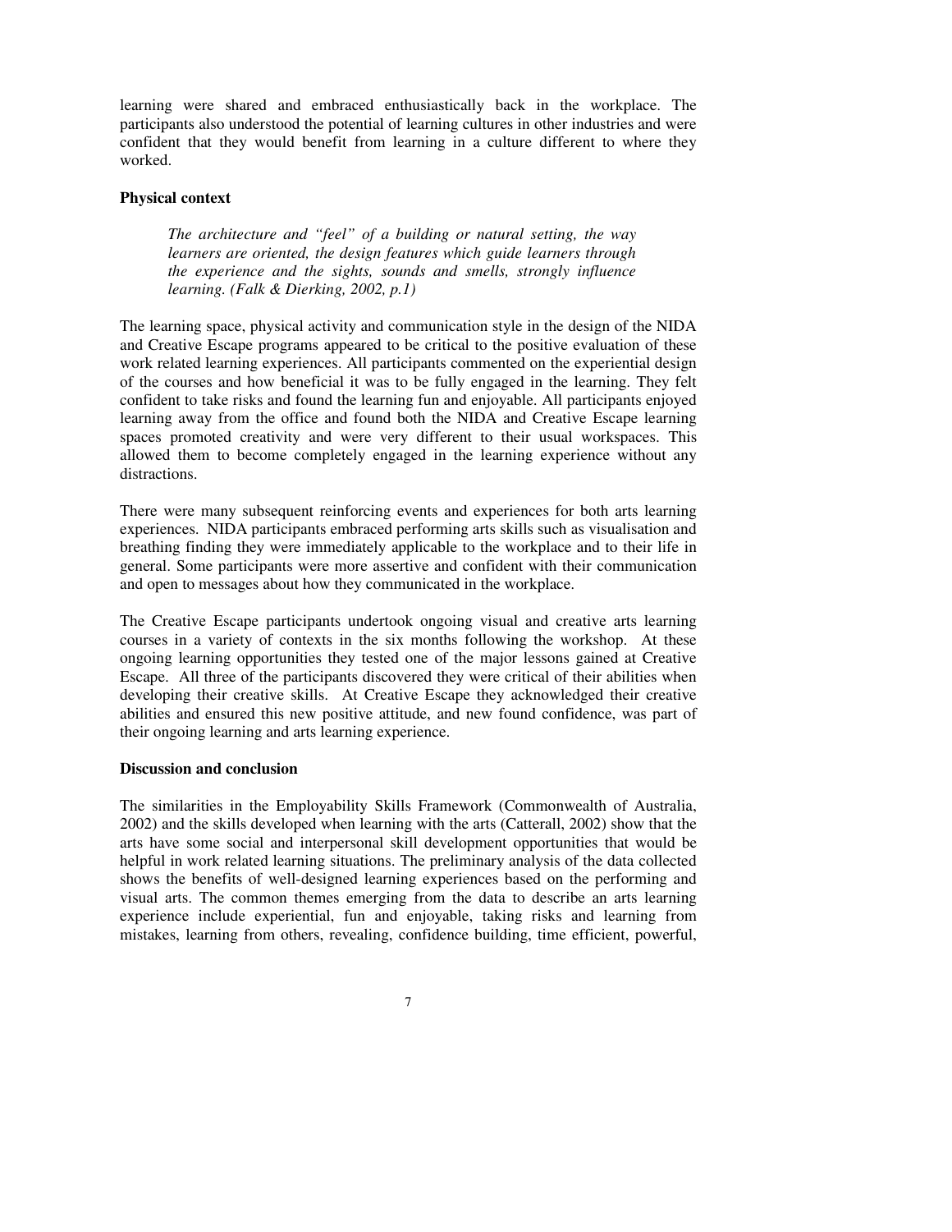learning were shared and embraced enthusiastically back in the workplace. The participants also understood the potential of learning cultures in other industries and were confident that they would benefit from learning in a culture different to where they worked.

**Physical context**

> *The architecture and "feel" of a building or natural setting, the way learners are oriented, the design features which guide learners through the experience and the sights, sounds and smells, strongly influence learning. (Falk & Dierking, 2002, p.1)*

The learning space, physical activity and communication style in the design of the NIDA and Creative Escape programs appeared to be critical to the positive evaluation of these work related learning experiences. All participants commented on the experiential design of the courses and how beneficial it was to be fully engaged in the learning. They felt confident to take risks and found the learning fun and enjoyable. All participants enjoyed learning away from the office and found both the NIDA and Creative Escape learning spaces promoted creativity and were very different to their usual workspaces. This allowed them to become completely engaged in the learning experience without any distractions.

There were many subsequent reinforcing events and experiences for both arts learning experiences. NIDA participants embraced performing arts skills such as visualisation and breathing finding they were immediately applicable to the workplace and to their life in general. Some participants were more assertive and confident with their communication and open to messages about how they communicated in the workplace.

The Creative Escape participants undertook ongoing visual and creative arts learning courses in a variety of contexts in the six months following the workshop. At these ongoing learning opportunities they tested one of the major lessons gained at Creative Escape. All three of the participants discovered they were critical of their abilities when developing their creative skills. At Creative Escape they acknowledged their creative abilities and ensured this new positive attitude, and new found confidence, was part of their ongoing learning and arts learning experience.

**Discussion and conclusion**

The similarities in the Employability Skills Framework (Commonwealth of Australia, 2002) and the skills developed when learning with the arts (Catterall, 2002) show that the arts have some social and interpersonal skill development opportunities that would be helpful in work related learning situations. The preliminary analysis of the data collected shows the benefits of well-designed learning experiences based on the performing and visual arts. The common themes emerging from the data to describe an arts learning experience include experiential, fun and enjoyable, taking risks and learning from mistakes, learning from others, revealing, confidence building, time efficient, powerful,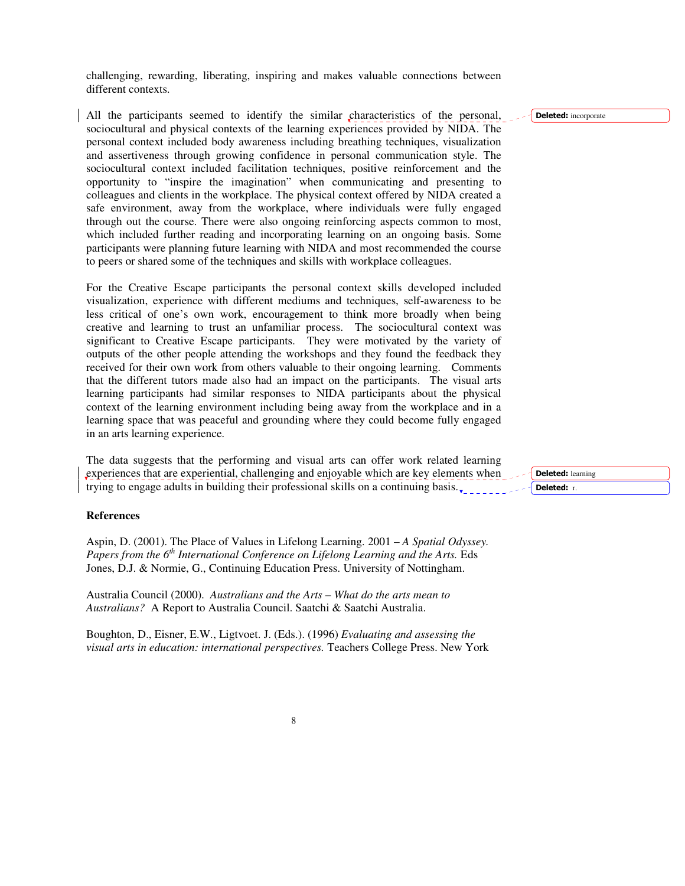challenging, rewarding, liberating, inspiring and makes valuable connections between different contexts.

All the participants seemed to identify the similar characteristics of the personal, sociocultural and physical contexts of the learning experiences provided by NIDA. The personal context included body awareness including breathing techniques, visualization and assertiveness through growing confidence in personal communication style. The sociocultural context included facilitation techniques, positive reinforcement and the opportunity to "inspire the imagination" when communicating and presenting to colleagues and clients in the workplace. The physical context offered by NIDA created a safe environment, away from the workplace, where individuals were fully engaged through out the course. There were also ongoing reinforcing aspects common to most, which included further reading and incorporating learning on an ongoing basis. Some participants were planning future learning with NIDA and most recommended the course to peers or shared some of the techniques and skills with workplace colleagues.

For the Creative Escape participants the personal context skills developed included visualization, experience with different mediums and techniques, self-awareness to be less critical of one's own work, encouragement to think more broadly when being creative and learning to trust an unfamiliar process. The sociocultural context was significant to Creative Escape participants. They were motivated by the variety of outputs of the other people attending the workshops and they found the feedback they received for their own work from others valuable to their ongoing learning. Comments that the different tutors made also had an impact on the participants. The visual arts learning participants had similar responses to NIDA participants about the physical context of the learning environment including being away from the workplace and in a learning space that was peaceful and grounding where they could become fully engaged in an arts learning experience.

The data suggests that the performing and visual arts can offer work related learning experiences that are experiential, challenging and enjoyable which are key elements when trying to engage adults in building their professional skills on a continuing basis.

## References

Aspin, D. (2001). The Place of Values in Lifelong Learning. 2001 – *A Spatial Odyssey. Papers from the 6th International Conference on Lifelong Learning and the Arts.* Eds Jones, D.J. & Normie, G., Continuing Education Press. University of Nottingham.

Australia Council (2000). *Australians and the Arts – What do the arts mean to Australians?* A Report to Australia Council. Saatchi & Saatchi Australia.

Boughton, D., Eisner, E.W., Ligtvoet. J. (Eds.). (1996) *Evaluating and assessing the visual arts in education: international perspectives.* Teachers College Press. New York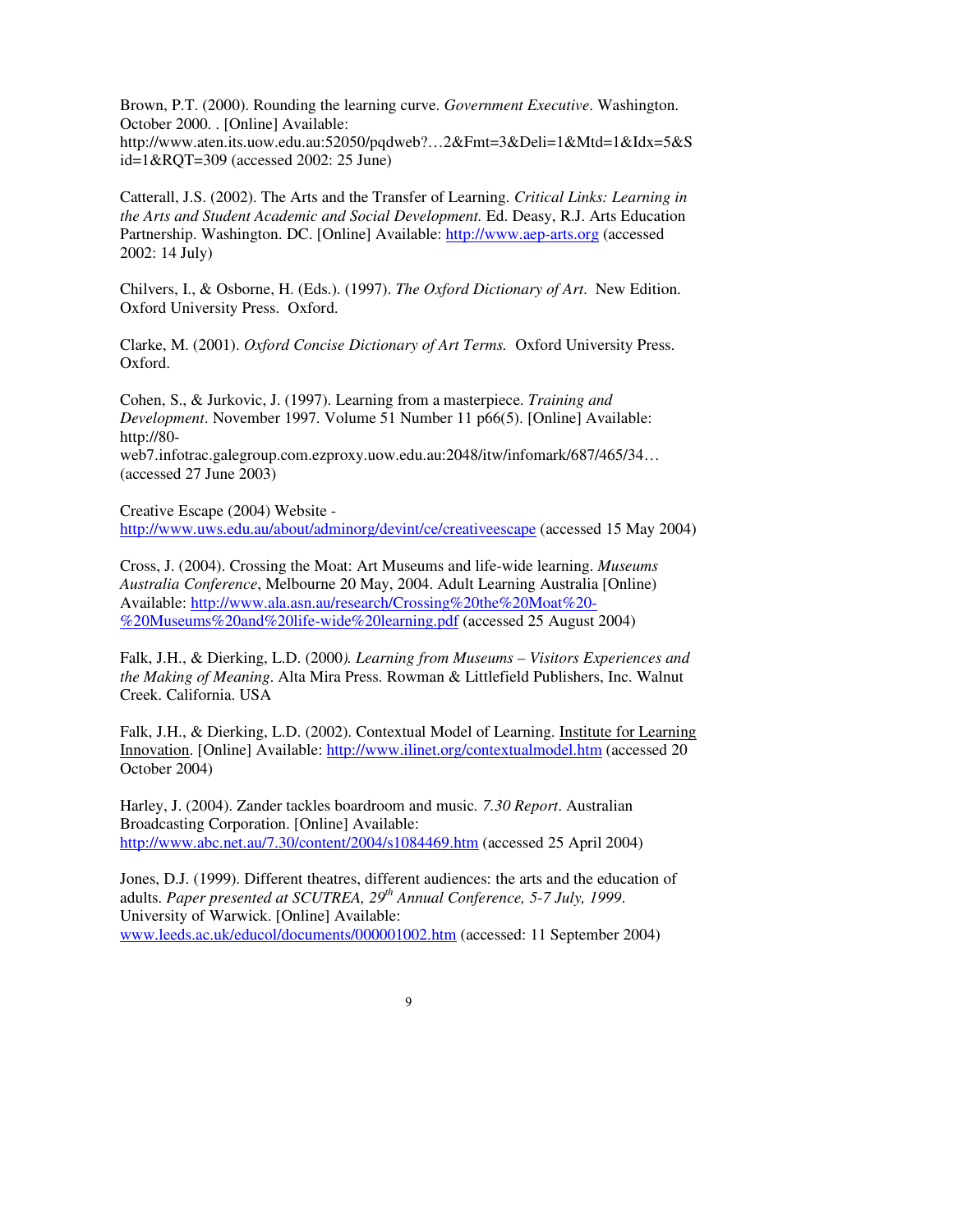Brown, P.T. (2000). Rounding the learning curve. *Government Executive*. Washington. October 2000. . [Online] Available: http://www.aten.its.uow.edu.au:52050/pqdweb?…2&Fmt=3&Deli=1&Mtd=1&Idx=5&Sid=1&RQT=309 (accessed 2002: 25 June)

Catterall, J.S. (2002). The Arts and the Transfer of Learning. *Critical Links: Learning in the Arts and Student Academic and Social Development.* Ed. Deasy, R.J. Arts Education Partnership. Washington. DC. [Online] Available: http://www.aep-arts.org (accessed 2002: 14 July)

Chilvers, I., & Osborne, H. (Eds.). (1997). *The Oxford Dictionary of Art*. New Edition. Oxford University Press. Oxford.

Clarke, M. (2001). *Oxford Concise Dictionary of Art Terms.* Oxford University Press. Oxford.

Cohen, S., & Jurkovic, J. (1997). Learning from a masterpiece. *Training and Development*. November 1997. Volume 51 Number 11 p66(5). [Online] Available: http://80-web7.infotrac.galegroup.com.ezproxy.uow.edu.au:2048/itw/infomark/687/465/34… (accessed 27 June 2003)

Creative Escape (2004) Website - http://www.uws.edu.au/about/adminorg/devint/ce/creativeescape (accessed 15 May 2004)

Cross, J. (2004). Crossing the Moat: Art Museums and life-wide learning. *Museums Australia Conference*, Melbourne 20 May, 2004. Adult Learning Australia [Online) Available: http://www.ala.asn.au/research/Crossing%20the%20Moat%20-%20Museums%20and%20life-wide%20learning.pdf (accessed 25 August 2004)

Falk, J.H., & Dierking, L.D. (2000*). Learning from Museums – Visitors Experiences and the Making of Meaning*. Alta Mira Press. Rowman & Littlefield Publishers, Inc. Walnut Creek. California. USA

Falk, J.H., & Dierking, L.D. (2002). Contextual Model of Learning. Institute for Learning Innovation. [Online] Available: http://www.ilinet.org/contextualmodel.htm (accessed 20 October 2004)

Harley, J. (2004). Zander tackles boardroom and music. *7.30 Report*. Australian Broadcasting Corporation. [Online] Available: http://www.abc.net.au/7.30/content/2004/s1084469.htm (accessed 25 April 2004)

Jones, D.J. (1999). Different theatres, different audiences: the arts and the education of adults. *Paper presented at SCUTREA, 29th Annual Conference, 5-7 July, 1999*. University of Warwick. [Online] Available: www.leeds.ac.uk/educol/documents/000001002.htm (accessed: 11 September 2004)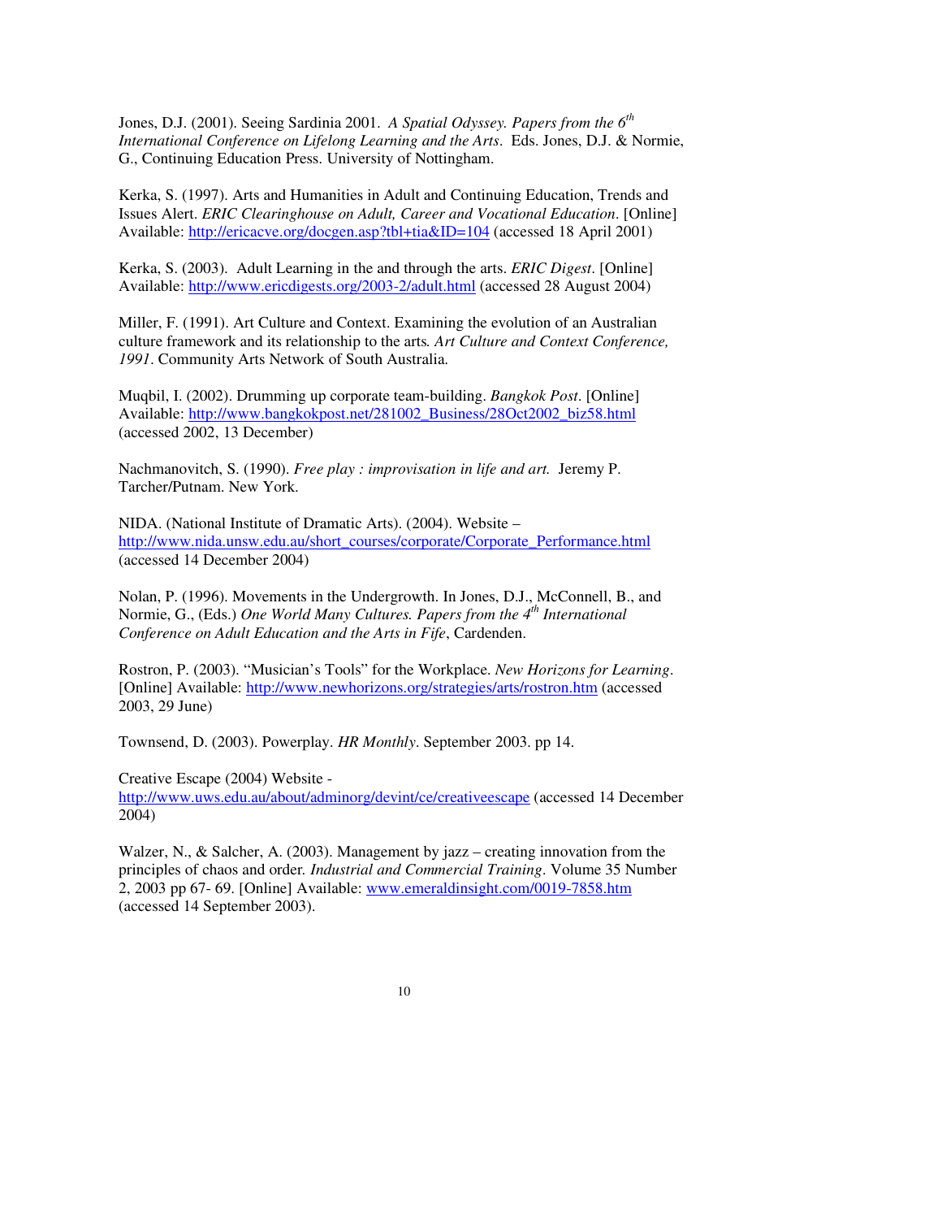Jones, D.J. (2001). Seeing Sardinia 2001. *A Spatial Odyssey. Papers from the 6th International Conference on Lifelong Learning and the Arts*. Eds. Jones, D.J. & Normie, G., Continuing Education Press. University of Nottingham.

Kerka, S. (1997). Arts and Humanities in Adult and Continuing Education, Trends and Issues Alert. *ERIC Clearinghouse on Adult, Career and Vocational Education*. [Online] Available: http://ericacve.org/docgen.asp?tbl+tia&ID=104 (accessed 18 April 2001)

Kerka, S. (2003). Adult Learning in the and through the arts. *ERIC Digest*. [Online] Available: http://www.ericdigests.org/2003-2/adult.html (accessed 28 August 2004)

Miller, F. (1991). Art Culture and Context. Examining the evolution of an Australian culture framework and its relationship to the arts*. Art Culture and Context Conference, 1991*. Community Arts Network of South Australia.

Muqbil, I. (2002). Drumming up corporate team-building. *Bangkok Post*. [Online] Available: http://www.bangkokpost.net/281002_Business/28Oct2002_biz58.html (accessed 2002, 13 December)

Nachmanovitch, S. (1990). *Free play : improvisation in life and art.* Jeremy P. Tarcher/Putnam. New York.

NIDA. (National Institute of Dramatic Arts). (2004). Website – http://www.nida.unsw.edu.au/short_courses/corporate/Corporate_Performance.html (accessed 14 December 2004)

Nolan, P. (1996). Movements in the Undergrowth. In Jones, D.J., McConnell, B., and Normie, G., (Eds.) *One World Many Cultures. Papers from the 4th International Conference on Adult Education and the Arts in Fife*, Cardenden.

Rostron, P. (2003). "Musician's Tools" for the Workplace. *New Horizons for Learning*. [Online] Available: http://www.newhorizons.org/strategies/arts/rostron.htm (accessed 2003, 29 June)

Townsend, D. (2003). Powerplay. *HR Monthly*. September 2003. pp 14.

Creative Escape (2004) Website - http://www.uws.edu.au/about/adminorg/devint/ce/creativeescape (accessed 14 December 2004)

Walzer, N., & Salcher, A. (2003). Management by jazz – creating innovation from the principles of chaos and order. *Industrial and Commercial Training*. Volume 35 Number 2, 2003 pp 67- 69. [Online] Available: www.emeraldinsight.com/0019-7858.htm (accessed 14 September 2003).